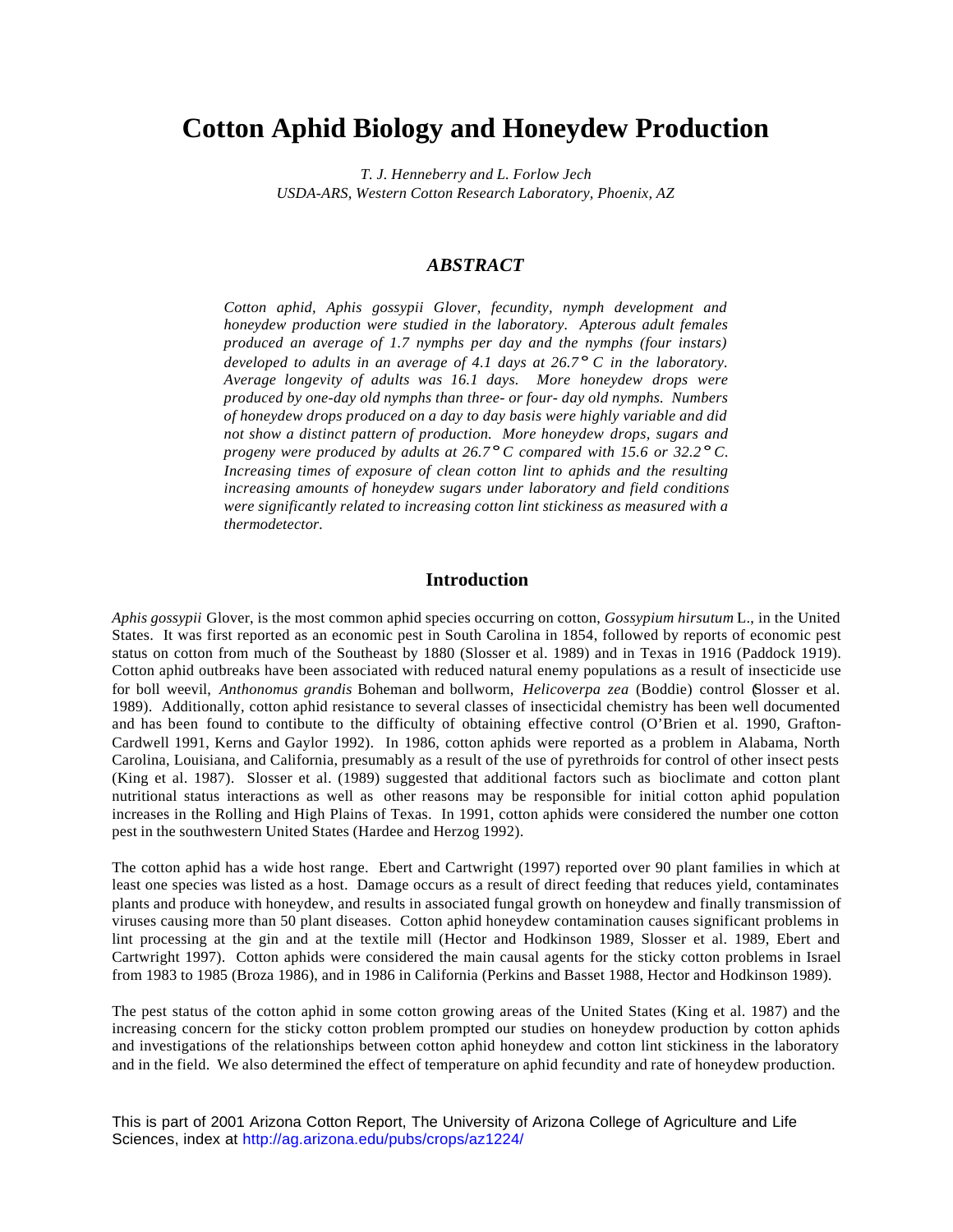# Cotton Aphid Biology and Honeydew Production

*T. J. Henneberry and L. Forlow Jech*
*USDA-ARS, Western Cotton Research Laboratory, Phoenix, AZ*

## *ABSTRACT*

*Cotton aphid, Aphis gossypii Glover, fecundity, nymph development and honeydew production were studied in the laboratory. Apterous adult females produced an average of 1.7 nymphs per day and the nymphs (four instars) developed to adults in an average of 4.1 days at 26.7° C in the laboratory. Average longevity of adults was 16.1 days. More honeydew drops were produced by one-day old nymphs than three- or four- day old nymphs. Numbers of honeydew drops produced on a day to day basis were highly variable and did not show a distinct pattern of production. More honeydew drops, sugars and progeny were produced by adults at 26.7° C compared with 15.6 or 32.2° C. Increasing times of exposure of clean cotton lint to aphids and the resulting increasing amounts of honeydew sugars under laboratory and field conditions were significantly related to increasing cotton lint stickiness as measured with a thermodetector.*

## Introduction

*Aphis gossypii* Glover, is the most common aphid species occurring on cotton, *Gossypium hirsutum* L., in the United States. It was first reported as an economic pest in South Carolina in 1854, followed by reports of economic pest status on cotton from much of the Southeast by 1880 (Slosser et al. 1989) and in Texas in 1916 (Paddock 1919). Cotton aphid outbreaks have been associated with reduced natural enemy populations as a result of insecticide use for boll weevil, *Anthonomus grandis* Boheman and bollworm, *Helicoverpa zea* (Boddie) control (Slosser et al. 1989). Additionally, cotton aphid resistance to several classes of insecticidal chemistry has been well documented and has been found to contibute to the difficulty of obtaining effective control (O'Brien et al. 1990, Grafton-Cardwell 1991, Kerns and Gaylor 1992). In 1986, cotton aphids were reported as a problem in Alabama, North Carolina, Louisiana, and California, presumably as a result of the use of pyrethroids for control of other insect pests (King et al. 1987). Slosser et al. (1989) suggested that additional factors such as bioclimate and cotton plant nutritional status interactions as well as other reasons may be responsible for initial cotton aphid population increases in the Rolling and High Plains of Texas. In 1991, cotton aphids were considered the number one cotton pest in the southwestern United States (Hardee and Herzog 1992).

The cotton aphid has a wide host range. Ebert and Cartwright (1997) reported over 90 plant families in which at least one species was listed as a host. Damage occurs as a result of direct feeding that reduces yield, contaminates plants and produce with honeydew, and results in associated fungal growth on honeydew and finally transmission of viruses causing more than 50 plant diseases. Cotton aphid honeydew contamination causes significant problems in lint processing at the gin and at the textile mill (Hector and Hodkinson 1989, Slosser et al. 1989, Ebert and Cartwright 1997). Cotton aphids were considered the main causal agents for the sticky cotton problems in Israel from 1983 to 1985 (Broza 1986), and in 1986 in California (Perkins and Basset 1988, Hector and Hodkinson 1989).

The pest status of the cotton aphid in some cotton growing areas of the United States (King et al. 1987) and the increasing concern for the sticky cotton problem prompted our studies on honeydew production by cotton aphids and investigations of the relationships between cotton aphid honeydew and cotton lint stickiness in the laboratory and in the field. We also determined the effect of temperature on aphid fecundity and rate of honeydew production.

This is part of 2001 Arizona Cotton Report, The University of Arizona College of Agriculture and Life Sciences, index at http://ag.arizona.edu/pubs/crops/az1224/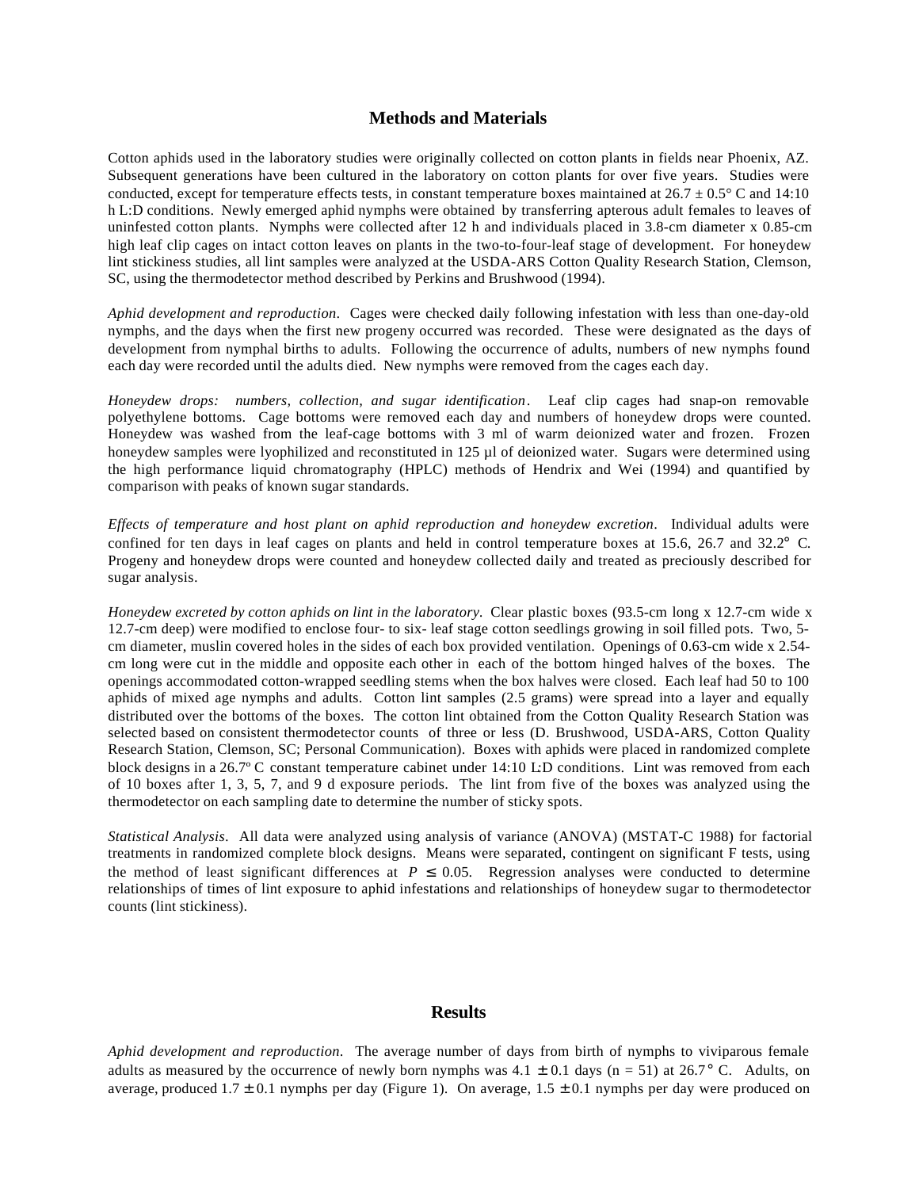## Methods and Materials

Cotton aphids used in the laboratory studies were originally collected on cotton plants in fields near Phoenix, AZ. Subsequent generations have been cultured in the laboratory on cotton plants for over five years. Studies were conducted, except for temperature effects tests, in constant temperature boxes maintained at 26.7 ± 0.5° C and 14:10 h L:D conditions. Newly emerged aphid nymphs were obtained by transferring apterous adult females to leaves of uninfested cotton plants. Nymphs were collected after 12 h and individuals placed in 3.8-cm diameter x 0.85-cm high leaf clip cages on intact cotton leaves on plants in the two-to-four-leaf stage of development. For honeydew lint stickiness studies, all lint samples were analyzed at the USDA-ARS Cotton Quality Research Station, Clemson, SC, using the thermodetector method described by Perkins and Brushwood (1994).

*Aphid development and reproduction*. Cages were checked daily following infestation with less than one-day-old nymphs, and the days when the first new progeny occurred was recorded. These were designated as the days of development from nymphal births to adults. Following the occurrence of adults, numbers of new nymphs found each day were recorded until the adults died. New nymphs were removed from the cages each day.

*Honeydew drops: numbers, collection, and sugar identification*. Leaf clip cages had snap-on removable polyethylene bottoms. Cage bottoms were removed each day and numbers of honeydew drops were counted. Honeydew was washed from the leaf-cage bottoms with 3 ml of warm deionized water and frozen. Frozen honeydew samples were lyophilized and reconstituted in 125 µl of deionized water. Sugars were determined using the high performance liquid chromatography (HPLC) methods of Hendrix and Wei (1994) and quantified by comparison with peaks of known sugar standards.

*Effects of temperature and host plant on aphid reproduction and honeydew excretion*. Individual adults were confined for ten days in leaf cages on plants and held in control temperature boxes at 15.6, 26.7 and 32.2° C. Progeny and honeydew drops were counted and honeydew collected daily and treated as preciously described for sugar analysis.

*Honeydew excreted by cotton aphids on lint in the laboratory*. Clear plastic boxes (93.5-cm long x 12.7-cm wide x 12.7-cm deep) were modified to enclose four- to six- leaf stage cotton seedlings growing in soil filled pots. Two, 5-cm diameter, muslin covered holes in the sides of each box provided ventilation. Openings of 0.63-cm wide x 2.54-cm long were cut in the middle and opposite each other in each of the bottom hinged halves of the boxes. The openings accommodated cotton-wrapped seedling stems when the box halves were closed. Each leaf had 50 to 100 aphids of mixed age nymphs and adults. Cotton lint samples (2.5 grams) were spread into a layer and equally distributed over the bottoms of the boxes. The cotton lint obtained from the Cotton Quality Research Station was selected based on consistent thermodetector counts of three or less (D. Brushwood, USDA-ARS, Cotton Quality Research Station, Clemson, SC; Personal Communication). Boxes with aphids were placed in randomized complete block designs in a 26.7º C constant temperature cabinet under 14:10 L:D conditions. Lint was removed from each of 10 boxes after 1, 3, 5, 7, and 9 d exposure periods. The lint from five of the boxes was analyzed using the thermodetector on each sampling date to determine the number of sticky spots.

*Statistical Analysis*. All data were analyzed using analysis of variance (ANOVA) (MSTAT-C 1988) for factorial treatments in randomized complete block designs. Means were separated, contingent on significant F tests, using the method of least significant differences at $P \leq 0.05$. Regression analyses were conducted to determine relationships of times of lint exposure to aphid infestations and relationships of honeydew sugar to thermodetector counts (lint stickiness).

## Results

*Aphid development and reproduction*. The average number of days from birth of nymphs to viviparous female adults as measured by the occurrence of newly born nymphs was 4.1 ± 0.1 days (n = 51) at 26.7° C. Adults, on average, produced 1.7 ± 0.1 nymphs per day (Figure 1). On average, 1.5 ± 0.1 nymphs per day were produced on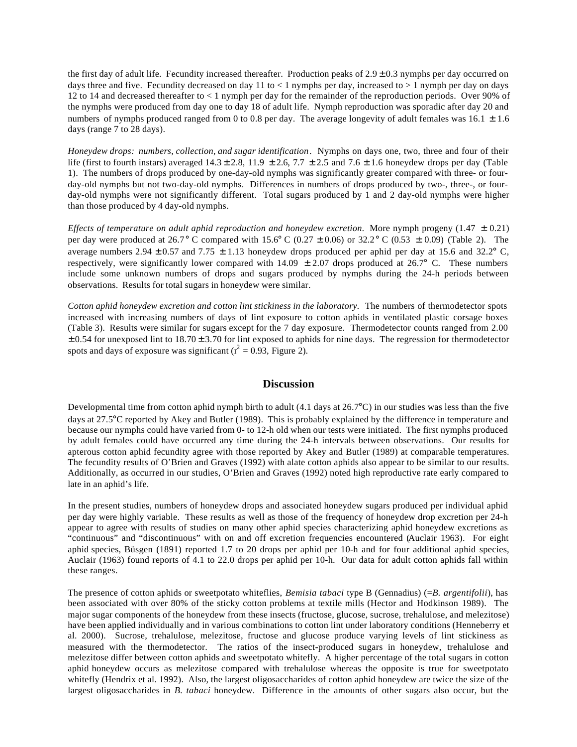the first day of adult life. Fecundity increased thereafter. Production peaks of 2.9 ± 0.3 nymphs per day occurred on days three and five. Fecundity decreased on day 11 to < 1 nymphs per day, increased to > 1 nymph per day on days 12 to 14 and decreased thereafter to < 1 nymph per day for the remainder of the reproduction periods. Over 90% of the nymphs were produced from day one to day 18 of adult life. Nymph reproduction was sporadic after day 20 and numbers of nymphs produced ranged from 0 to 0.8 per day. The average longevity of adult females was 16.1 ± 1.6 days (range 7 to 28 days).

*Honeydew drops: numbers, collection, and sugar identification*. Nymphs on days one, two, three and four of their life (first to fourth instars) averaged 14.3 ± 2.8, 11.9 ± 2.6, 7.7 ± 2.5 and 7.6 ± 1.6 honeydew drops per day (Table 1). The numbers of drops produced by one-day-old nymphs was significantly greater compared with three- or four-day-old nymphs but not two-day-old nymphs. Differences in numbers of drops produced by two-, three-, or four-day-old nymphs were not significantly different. Total sugars produced by 1 and 2 day-old nymphs were higher than those produced by 4 day-old nymphs.

*Effects of temperature on adult aphid reproduction and honeydew excretion.* More nymph progeny (1.47 ± 0.21) per day were produced at 26.7° C compared with 15.6° C (0.27 ± 0.06) or 32.2° C (0.53 ± 0.09) (Table 2). The average numbers 2.94 ± 0.57 and 7.75 ± 1.13 honeydew drops produced per aphid per day at 15.6 and 32.2° C, respectively, were significantly lower compared with 14.09 ± 2.07 drops produced at 26.7° C. These numbers include some unknown numbers of drops and sugars produced by nymphs during the 24-h periods between observations. Results for total sugars in honeydew were similar.

*Cotton aphid honeydew excretion and cotton lint stickiness in the laboratory.* The numbers of thermodetector spots increased with increasing numbers of days of lint exposure to cotton aphids in ventilated plastic corsage boxes (Table 3). Results were similar for sugars except for the 7 day exposure. Thermodetector counts ranged from 2.00 ± 0.54 for unexposed lint to 18.70 ± 3.70 for lint exposed to aphids for nine days. The regression for thermodetector spots and days of exposure was significant ($r^2$ = 0.93, Figure 2).

## Discussion

Developmental time from cotton aphid nymph birth to adult (4.1 days at 26.7°C) in our studies was less than the five days at 27.5°C reported by Akey and Butler (1989). This is probably explained by the difference in temperature and because our nymphs could have varied from 0- to 12-h old when our tests were initiated. The first nymphs produced by adult females could have occurred any time during the 24-h intervals between observations. Our results for apterous cotton aphid fecundity agree with those reported by Akey and Butler (1989) at comparable temperatures. The fecundity results of O'Brien and Graves (1992) with alate cotton aphids also appear to be similar to our results. Additionally, as occurred in our studies, O'Brien and Graves (1992) noted high reproductive rate early compared to late in an aphid's life.

In the present studies, numbers of honeydew drops and associated honeydew sugars produced per individual aphid per day were highly variable. These results as well as those of the frequency of honeydew drop excretion per 24-h appear to agree with results of studies on many other aphid species characterizing aphid honeydew excretions as "continuous" and "discontinuous" with on and off excretion frequencies encountered (Auclair 1963). For eight aphid species, Büsgen (1891) reported 1.7 to 20 drops per aphid per 10-h and for four additional aphid species, Auclair (1963) found reports of 4.1 to 22.0 drops per aphid per 10-h. Our data for adult cotton aphids fall within these ranges.

The presence of cotton aphids or sweetpotato whiteflies, *Bemisia tabaci* type B (Gennadius) (=*B. argentifolii*), has been associated with over 80% of the sticky cotton problems at textile mills (Hector and Hodkinson 1989). The major sugar components of the honeydew from these insects (fructose, glucose, sucrose, trehalulose, and melezitose) have been applied individually and in various combinations to cotton lint under laboratory conditions (Henneberry et al. 2000). Sucrose, trehalulose, melezitose, fructose and glucose produce varying levels of lint stickiness as measured with the thermodetector. The ratios of the insect-produced sugars in honeydew, trehalulose and melezitose differ between cotton aphids and sweetpotato whitefly. A higher percentage of the total sugars in cotton aphid honeydew occurs as melezitose compared with trehalulose whereas the opposite is true for sweetpotato whitefly (Hendrix et al. 1992). Also, the largest oligosaccharides of cotton aphid honeydew are twice the size of the largest oligosaccharides in *B. tabaci* honeydew. Difference in the amounts of other sugars also occur, but the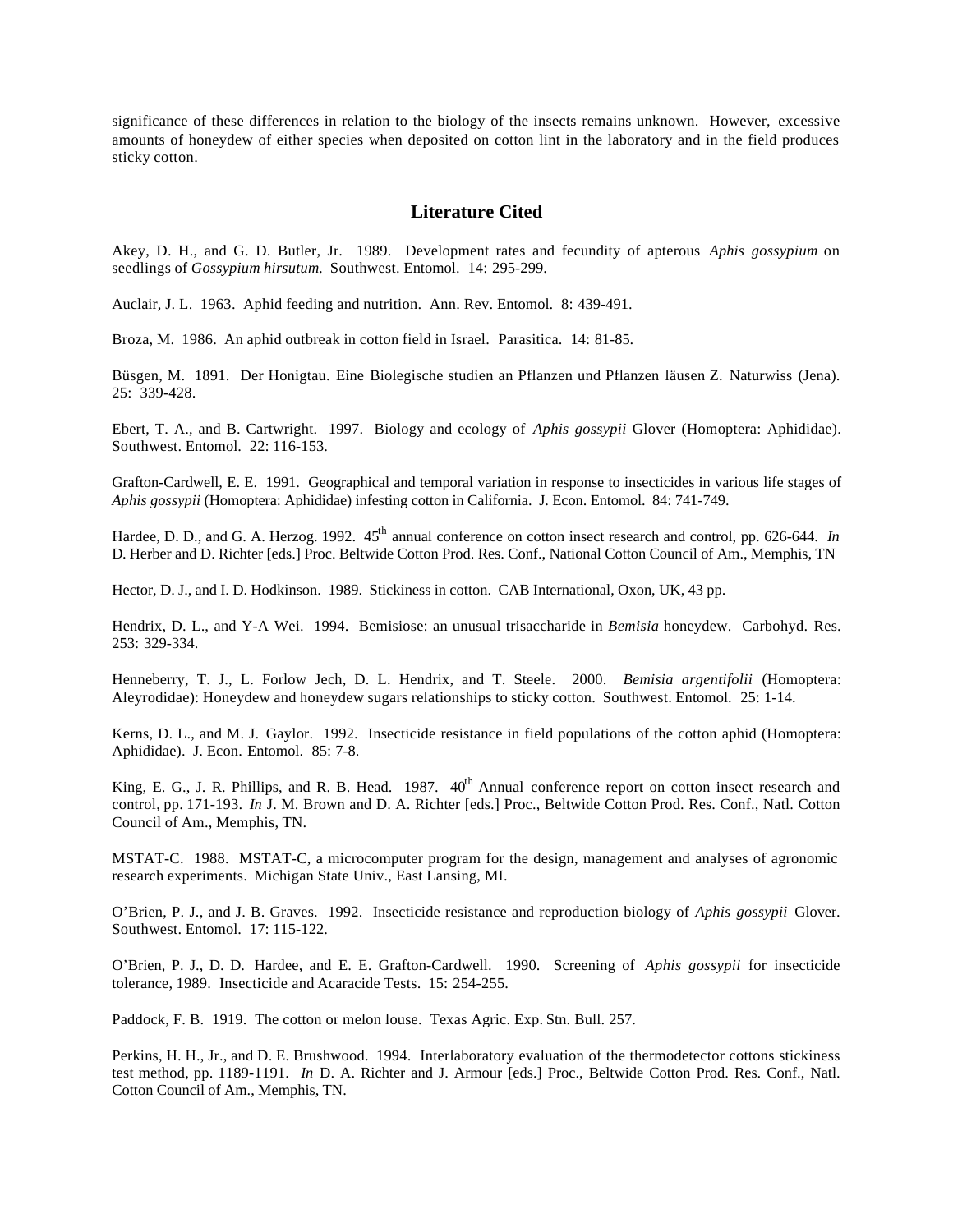significance of these differences in relation to the biology of the insects remains unknown. However, excessive amounts of honeydew of either species when deposited on cotton lint in the laboratory and in the field produces sticky cotton.

## Literature Cited

Akey, D. H., and G. D. Butler, Jr. 1989. Development rates and fecundity of apterous *Aphis gossypium* on seedlings of *Gossypium hirsutum.* Southwest. Entomol. 14: 295-299.

Auclair, J. L. 1963. Aphid feeding and nutrition. Ann. Rev. Entomol. 8: 439-491.

Broza, M. 1986. An aphid outbreak in cotton field in Israel. Parasitica. 14: 81-85.

Büsgen, M. 1891. Der Honigtau. Eine Biolegische studien an Pflanzen und Pflanzen läusen Z. Naturwiss (Jena). 25: 339-428.

Ebert, T. A., and B. Cartwright. 1997. Biology and ecology of *Aphis gossypii* Glover (Homoptera: Aphididae). Southwest. Entomol. 22: 116-153.

Grafton-Cardwell, E. E. 1991. Geographical and temporal variation in response to insecticides in various life stages of *Aphis gossypii* (Homoptera: Aphididae) infesting cotton in California. J. Econ. Entomol. 84: 741-749.

Hardee, D. D., and G. A. Herzog. 1992. 45th annual conference on cotton insect research and control, pp. 626-644. *In* D. Herber and D. Richter [eds.] Proc. Beltwide Cotton Prod. Res. Conf., National Cotton Council of Am., Memphis, TN

Hector, D. J., and I. D. Hodkinson. 1989. Stickiness in cotton. CAB International, Oxon, UK, 43 pp.

Hendrix, D. L., and Y-A Wei. 1994. Bemisiose: an unusual trisaccharide in *Bemisia* honeydew. Carbohyd. Res. 253: 329-334.

Henneberry, T. J., L. Forlow Jech, D. L. Hendrix, and T. Steele. 2000. *Bemisia argentifolii* (Homoptera: Aleyrodidae): Honeydew and honeydew sugars relationships to sticky cotton. Southwest. Entomol. 25: 1-14.

Kerns, D. L., and M. J. Gaylor. 1992. Insecticide resistance in field populations of the cotton aphid (Homoptera: Aphididae). J. Econ. Entomol. 85: 7-8.

King, E. G., J. R. Phillips, and R. B. Head. 1987. 40th Annual conference report on cotton insect research and control, pp. 171-193. *In* J. M. Brown and D. A. Richter [eds.] Proc., Beltwide Cotton Prod. Res. Conf., Natl. Cotton Council of Am., Memphis, TN.

MSTAT-C. 1988. MSTAT-C, a microcomputer program for the design, management and analyses of agronomic research experiments. Michigan State Univ., East Lansing, MI.

O'Brien, P. J., and J. B. Graves. 1992. Insecticide resistance and reproduction biology of *Aphis gossypii* Glover. Southwest. Entomol. 17: 115-122.

O'Brien, P. J., D. D. Hardee, and E. E. Grafton-Cardwell. 1990. Screening of *Aphis gossypii* for insecticide tolerance, 1989. Insecticide and Acaracide Tests. 15: 254-255.

Paddock, F. B. 1919. The cotton or melon louse. Texas Agric. Exp. Stn. Bull. 257.

Perkins, H. H., Jr., and D. E. Brushwood. 1994. Interlaboratory evaluation of the thermodetector cottons stickiness test method, pp. 1189-1191. *In* D. A. Richter and J. Armour [eds.] Proc., Beltwide Cotton Prod. Res. Conf., Natl. Cotton Council of Am., Memphis, TN.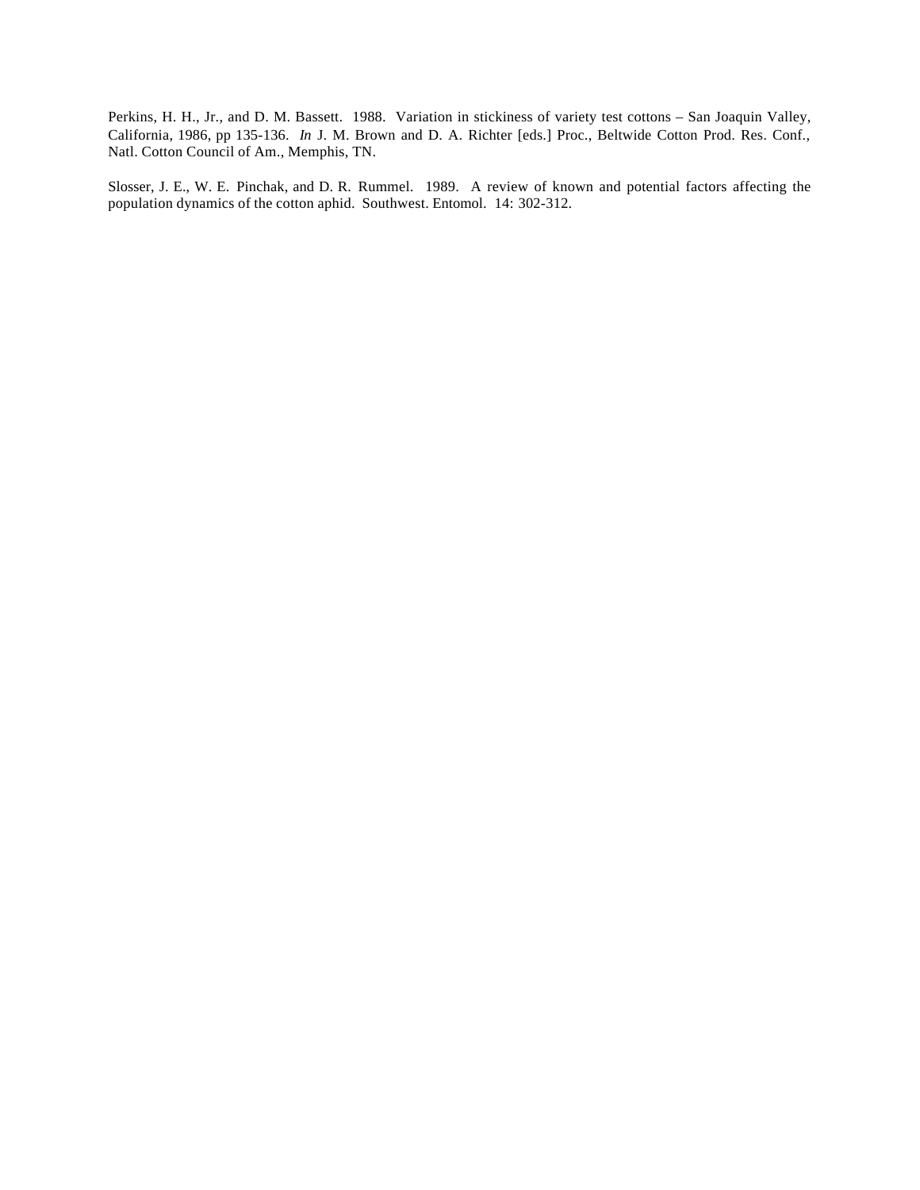Perkins, H. H., Jr., and D. M. Bassett. 1988. Variation in stickiness of variety test cottons – San Joaquin Valley, California, 1986, pp 135-136. *In* J. M. Brown and D. A. Richter [eds.] Proc., Beltwide Cotton Prod. Res. Conf., Natl. Cotton Council of Am., Memphis, TN.

Slosser, J. E., W. E. Pinchak, and D. R. Rummel. 1989. A review of known and potential factors affecting the population dynamics of the cotton aphid. Southwest. Entomol. 14: 302-312.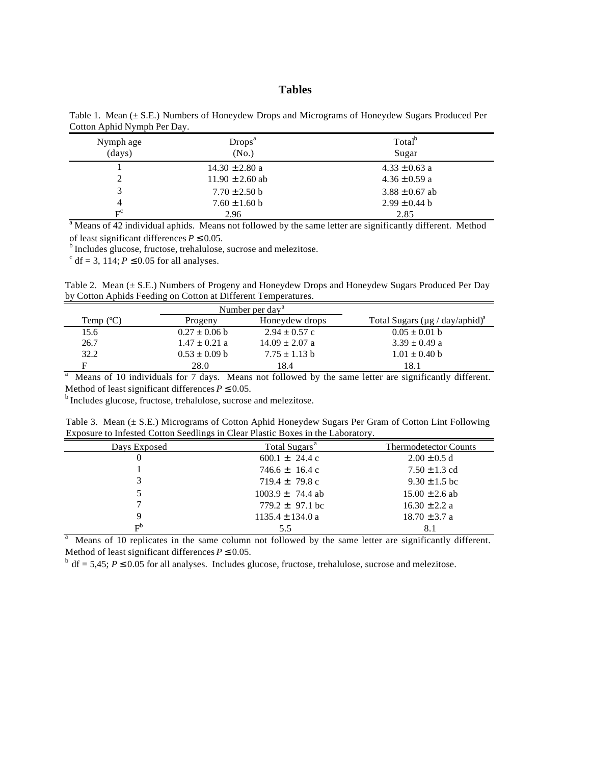# Tables

Table 1. Mean (± S.E.) Numbers of Honeydew Drops and Micrograms of Honeydew Sugars Produced Per Cotton Aphid Nymph Per Day.

| Nymph age (days) | Drops[a] (No.) | Total[b] Sugar |
|---|---|---|
| 1 | 14.30 ± 2.80 a | 4.33 ± 0.63 a |
| 2 | 11.90 ± 2.60 ab | 4.36 ± 0.59 a |
| 3 | 7.70 ± 2.50 b | 3.88 ± 0.67 ab |
| 4 | 7.60 ± 1.60 b | 2.99 ± 0.44 b |
| F[c] | 2.96 | 2.85 |

[a] Means of 42 individual aphids. Means not followed by the same letter are significantly different. Method of least significant differences $P \leq 0.05$.
[b] Includes glucose, fructose, trehalulose, sucrose and melezitose.
[c] df = 3, 114; $P \leq 0.05$ for all analyses.

Table 2. Mean (± S.E.) Numbers of Progeny and Honeydew Drops and Honeydew Sugars Produced Per Day by Cotton Aphids Feeding on Cotton at Different Temperatures.

| | Number per day[a] | | |
|---|---|---|---|
| Temp (ºC) | Progeny | Honeydew drops | Total Sugars (µg / day/aphid)[a] |
| 15.6 | 0.27 ± 0.06 b | 2.94 ± 0.57 c | 0.05 ± 0.01 b |
| 26.7 | 1.47 ± 0.21 a | 14.09 ± 2.07 a | 3.39 ± 0.49 a |
| 32.2 | 0.53 ± 0.09 b | 7.75 ± 1.13 b | 1.01 ± 0.40 b |
| F | 28.0 | 18.4 | 18.1 |

[a] Means of 10 individuals for 7 days. Means not followed by the same letter are significantly different. Method of least significant differences $P \leq 0.05$.
[b] Includes glucose, fructose, trehalulose, sucrose and melezitose.

Table 3. Mean (± S.E.) Micrograms of Cotton Aphid Honeydew Sugars Per Gram of Cotton Lint Following Exposure to Infested Cotton Seedlings in Clear Plastic Boxes in the Laboratory.

| Days Exposed | Total Sugars[a] | Thermodetector Counts |
|---|---|---|
| 0 | 600.1 ± 24.4 c | 2.00 ± 0.5 d |
| 1 | 746.6 ± 16.4 c | 7.50 ± 1.3 cd |
| 3 | 719.4 ± 79.8 c | 9.30 ± 1.5 bc |
| 5 | 1003.9 ± 74.4 ab | 15.00 ± 2.6 ab |
| 7 | 779.2 ± 97.1 bc | 16.30 ± 2.2 a |
| 9 | 1135.4 ± 134.0 a | 18.70 ± 3.7 a |
| F[b] | 5.5 | 8.1 |

[a] Means of 10 replicates in the same column not followed by the same letter are significantly different. Method of least significant differences $P \leq 0.05$.
[b] df = 5,45; $P \leq 0.05$ for all analyses. Includes glucose, fructose, trehalulose, sucrose and melezitose.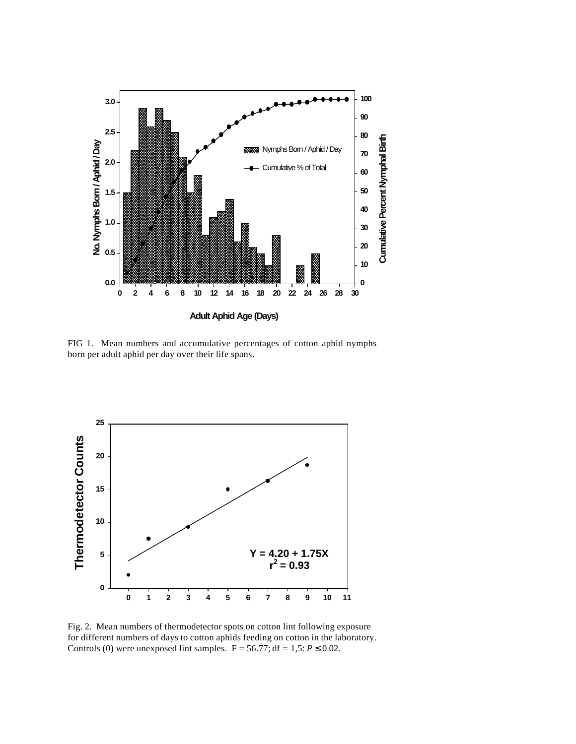3.0
2.5
2.0
1.5
1.0
0.5
0.0

No. Nymphs Born / Aphid / Day

0 2 4 6 8 10 12 14 16 18 20 22 24 26 28 30

Adult Aphid Age (Days)

100
90
80
70
60
50
40
30
20
10
0

Cumulative Percent Nymphal Birth

Nymphs Born / Aphid / Day

Cumulative % of Total

FIG 1. Mean numbers and accumulative percentages of cotton aphid nymphs born per adult aphid per day over their life spans.

25
20
15
10
5
0

Thermodetector Counts

0 1 2 3 4 5 6 7 8 9 10 11

Y = 4.20 + 1.75X

$r^2$ = 0.93

Fig. 2. Mean numbers of thermodetector spots on cotton lint following exposure for different numbers of days to cotton aphids feeding on cotton in the laboratory. Controls (0) were unexposed lint samples. $F = 56.77$; df = 1,5: $P \leq 0.02$.